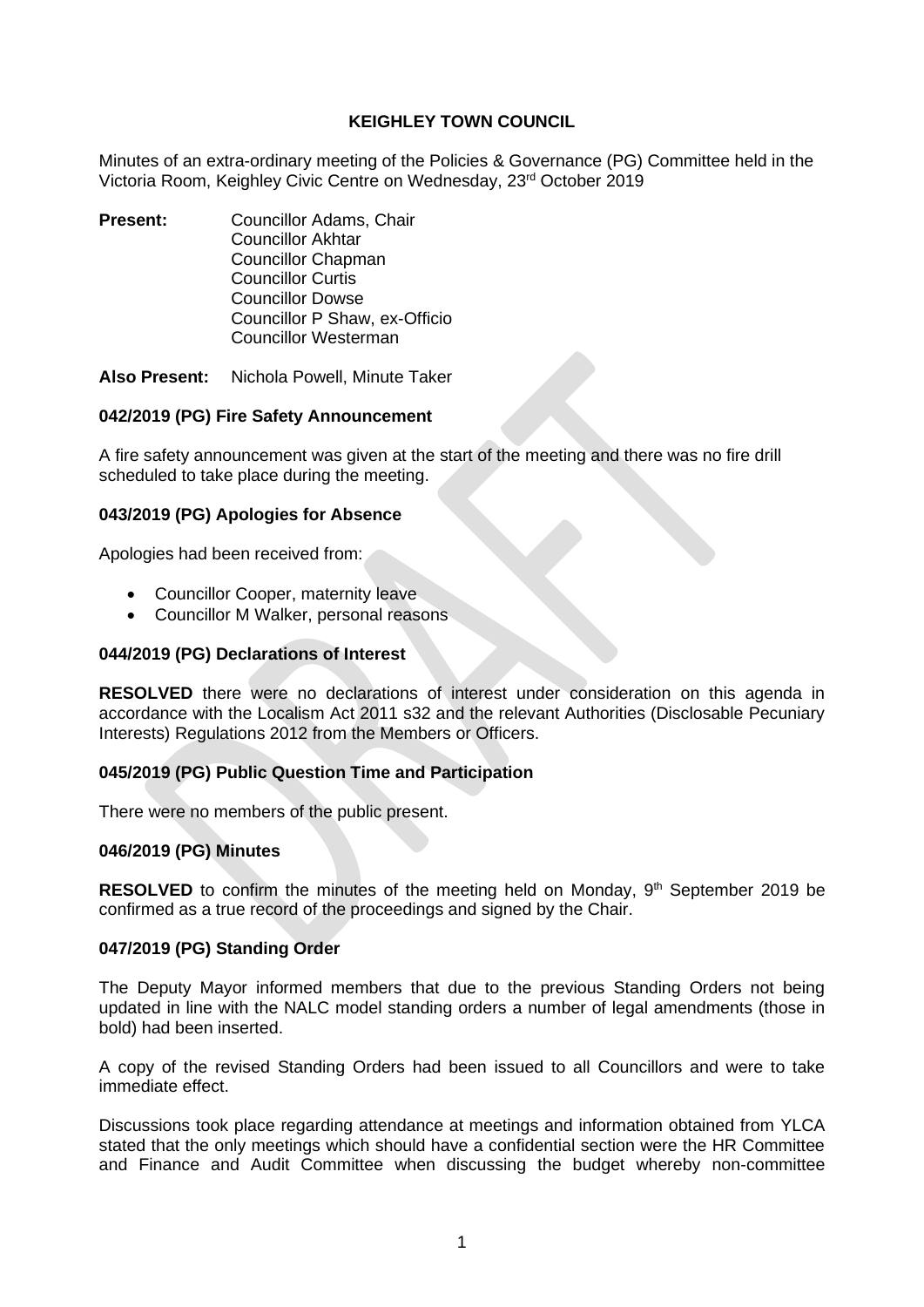**KEIGHLEY TOWN COUNCIL**

Minutes of an extra-ordinary meeting of the Policies & Governance (PG) Committee held in the Victoria Room, Keighley Civic Centre on Wednesday, 23rd October 2019

**Present:** Councillor Adams, Chair
Councillor Akhtar
Councillor Chapman
Councillor Curtis
Councillor Dowse
Councillor P Shaw, ex-Officio
Councillor Westerman

**Also Present:** Nichola Powell, Minute Taker

### 042/2019 (PG) Fire Safety Announcement

A fire safety announcement was given at the start of the meeting and there was no fire drill scheduled to take place during the meeting.

### 043/2019 (PG) Apologies for Absence

Apologies had been received from:

- Councillor Cooper, maternity leave
- Councillor M Walker, personal reasons

### 044/2019 (PG) Declarations of Interest

**RESOLVED** there were no declarations of interest under consideration on this agenda in accordance with the Localism Act 2011 s32 and the relevant Authorities (Disclosable Pecuniary Interests) Regulations 2012 from the Members or Officers.

### 045/2019 (PG) Public Question Time and Participation

There were no members of the public present.

### 046/2019 (PG) Minutes

**RESOLVED** to confirm the minutes of the meeting held on Monday, 9th September 2019 be confirmed as a true record of the proceedings and signed by the Chair.

### 047/2019 (PG) Standing Order

The Deputy Mayor informed members that due to the previous Standing Orders not being updated in line with the NALC model standing orders a number of legal amendments (those in bold) had been inserted.

A copy of the revised Standing Orders had been issued to all Councillors and were to take immediate effect.

Discussions took place regarding attendance at meetings and information obtained from YLCA stated that the only meetings which should have a confidential section were the HR Committee and Finance and Audit Committee when discussing the budget whereby non-committee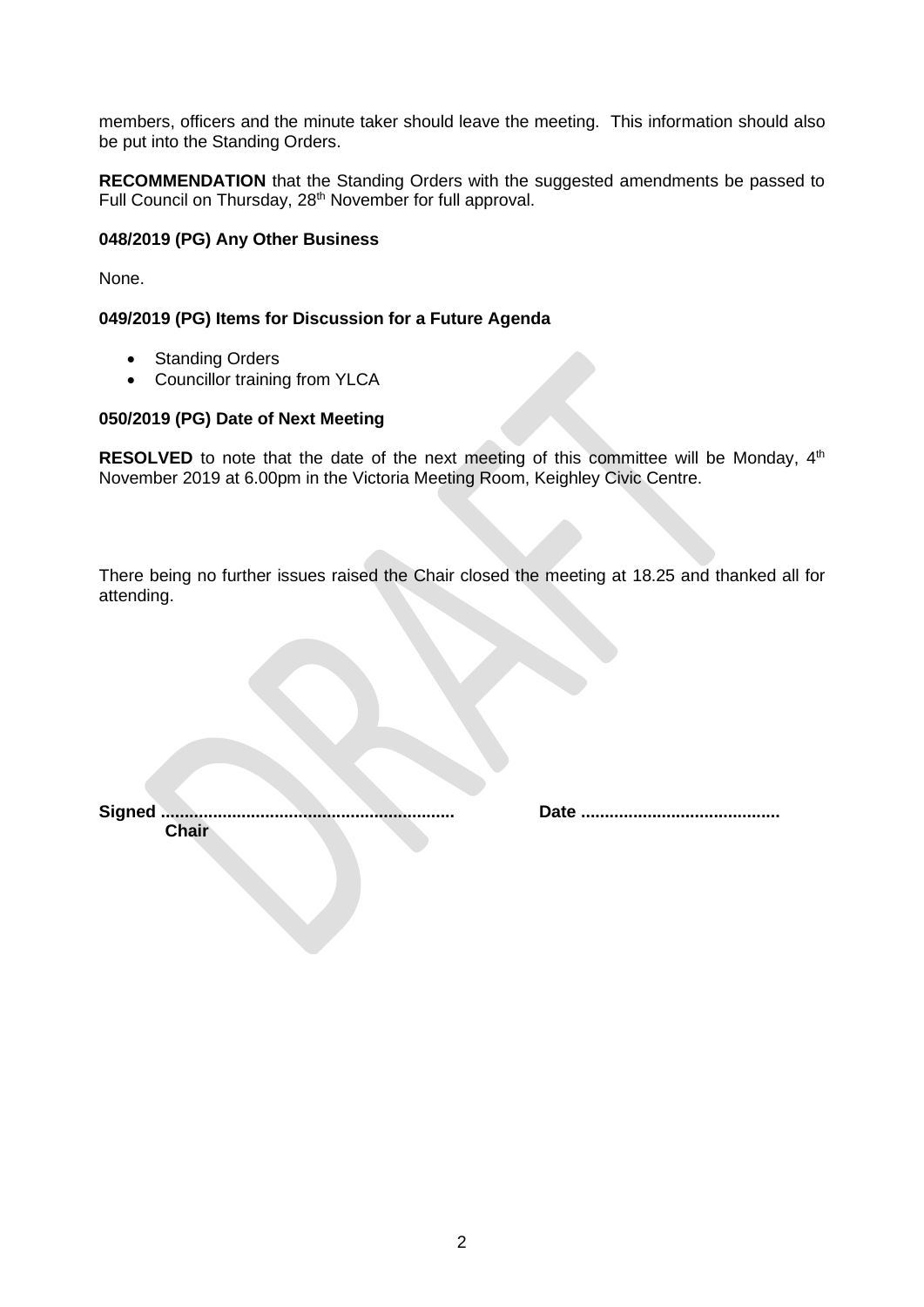members, officers and the minute taker should leave the meeting. This information should also be put into the Standing Orders.

**RECOMMENDATION** that the Standing Orders with the suggested amendments be passed to Full Council on Thursday, 28th November for full approval.

**048/2019 (PG) Any Other Business**

None.

**049/2019 (PG) Items for Discussion for a Future Agenda**

- Standing Orders
- Councillor training from YLCA

**050/2019 (PG) Date of Next Meeting**

**RESOLVED** to note that the date of the next meeting of this committee will be Monday, 4th November 2019 at 6.00pm in the Victoria Meeting Room, Keighley Civic Centre.

There being no further issues raised the Chair closed the meeting at 18.25 and thanked all for attending.

**Signed ............................................................** **Date .........................................**
**Chair**